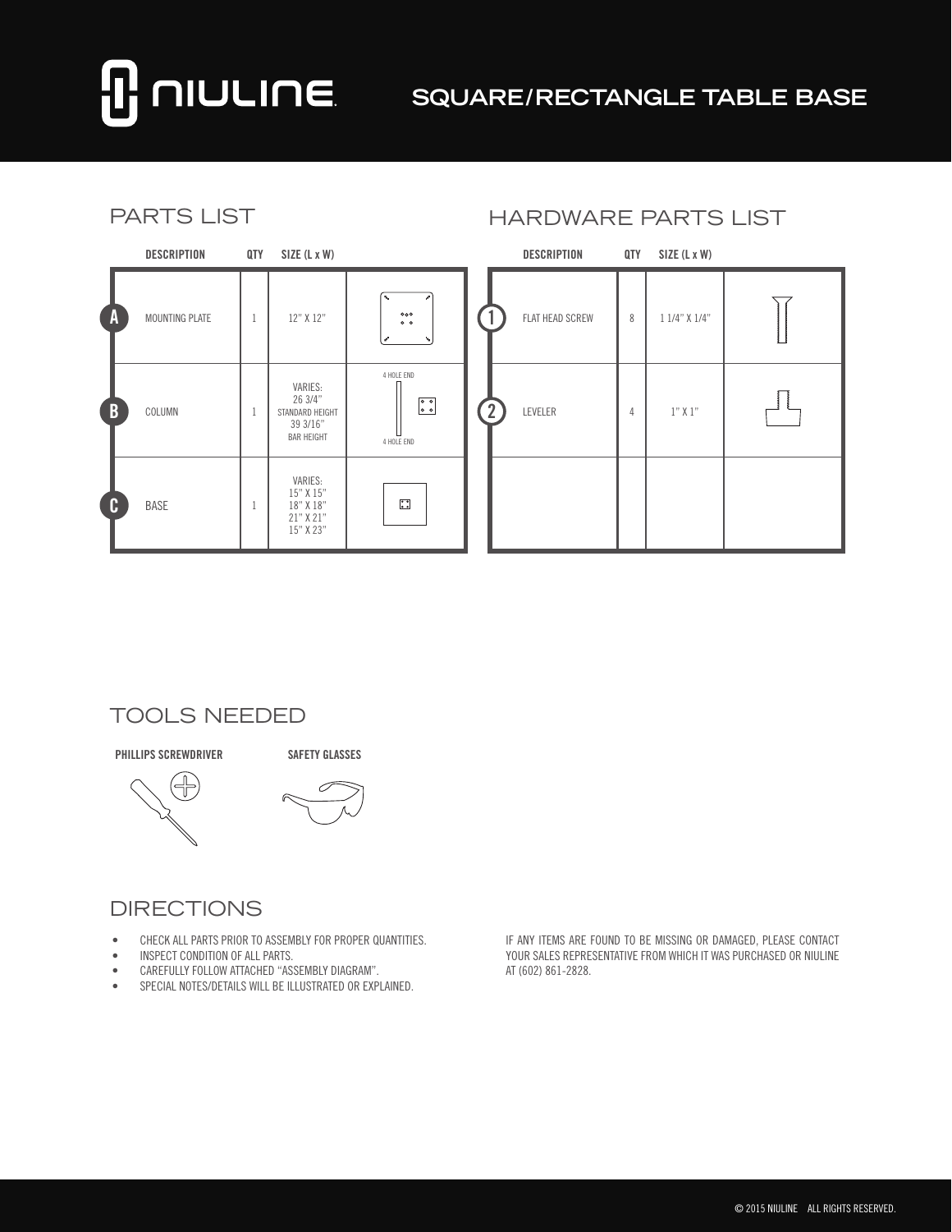# NIULINE

## SQUARE/RECTANGLE TABLE BASE

### PARTS LIST

| | DESCRIPTION | QTY | SIZE (L x W) |
|---|---|---|---|
| A | MOUNTING PLATE | 1 | 12" X 12" |
| B | COLUMN | 1 | VARIES: 26 3/4" STANDARD HEIGHT 39 3/16" BAR HEIGHT |
| C | BASE | 1 | VARIES: 15" X 15" 18" X 18" 21" X 21" 15" X 23" |

4 HOLE END

4 HOLE END

### HARDWARE PARTS LIST

| | DESCRIPTION | QTY | SIZE (L x W) |
|---|---|---|---|
| 1 | FLAT HEAD SCREW | 8 | 1 1/4" X 1/4" |
| 2 | LEVELER | 4 | 1" X 1" |

### TOOLS NEEDED

**PHILLIPS SCREWDRIVER**

**SAFETY GLASSES**

### DIRECTIONS

- CHECK ALL PARTS PRIOR TO ASSEMBLY FOR PROPER QUANTITIES.
- INSPECT CONDITION OF ALL PARTS.
- CAREFULLY FOLLOW ATTACHED "ASSEMBLY DIAGRAM".
- SPECIAL NOTES/DETAILS WILL BE ILLUSTRATED OR EXPLAINED.

IF ANY ITEMS ARE FOUND TO BE MISSING OR DAMAGED, PLEASE CONTACT YOUR SALES REPRESENTATIVE FROM WHICH IT WAS PURCHASED OR NIULINE AT (602) 861-2828.

© 2015 NIULINE ALL RIGHTS RESERVED.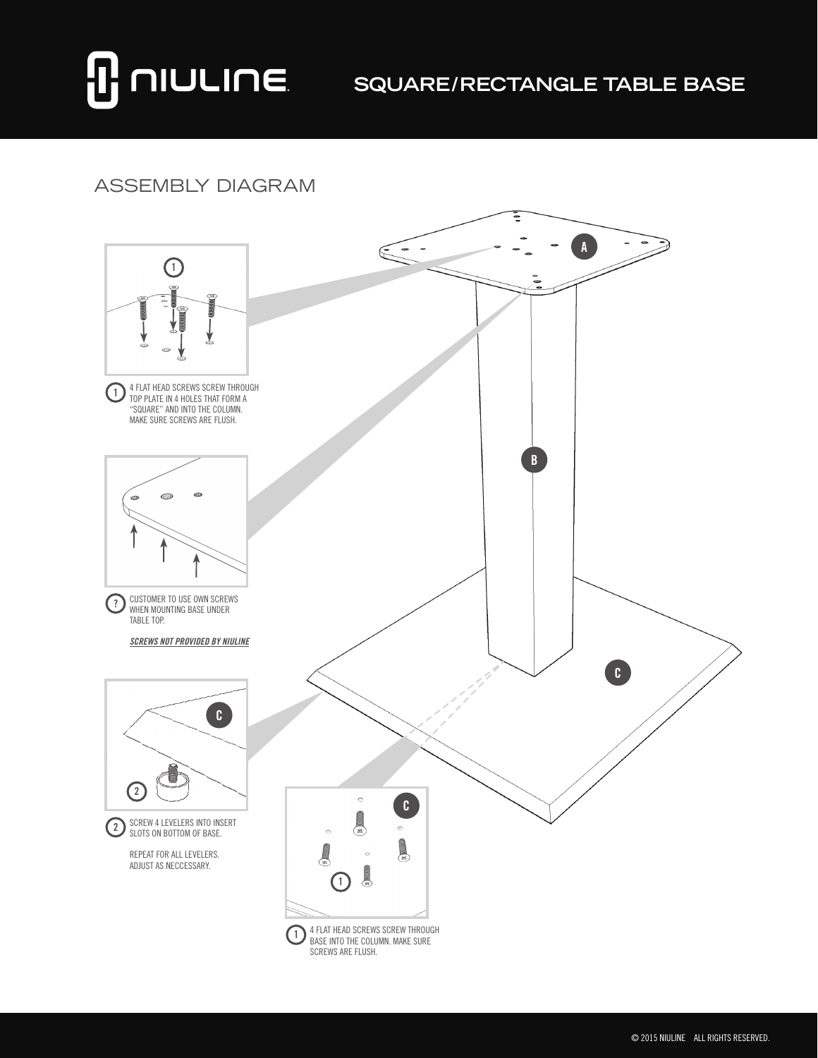# NIULINE

## SQUARE/RECTANGLE TABLE BASE

## ASSEMBLY DIAGRAM

A

B

C

1

1 4 FLAT HEAD SCREWS SCREW THROUGH TOP PLATE IN 4 HOLES THAT FORM A "SQUARE" AND INTO THE COLUMN. MAKE SURE SCREWS ARE FLUSH.

? CUSTOMER TO USE OWN SCREWS WHEN MOUNTING BASE UNDER TABLE TOP.

***SCREWS NOT PROVIDED BY NIULINE***

C

2

2 SCREW 4 LEVELERS INTO INSERT SLOTS ON BOTTOM OF BASE.

REPEAT FOR ALL LEVELERS. ADJUST AS NECCESSARY.

C

1

1 4 FLAT HEAD SCREWS SCREW THROUGH BASE INTO THE COLUMN. MAKE SURE SCREWS ARE FLUSH.

© 2015 NIULINE ALL RIGHTS RESERVED.